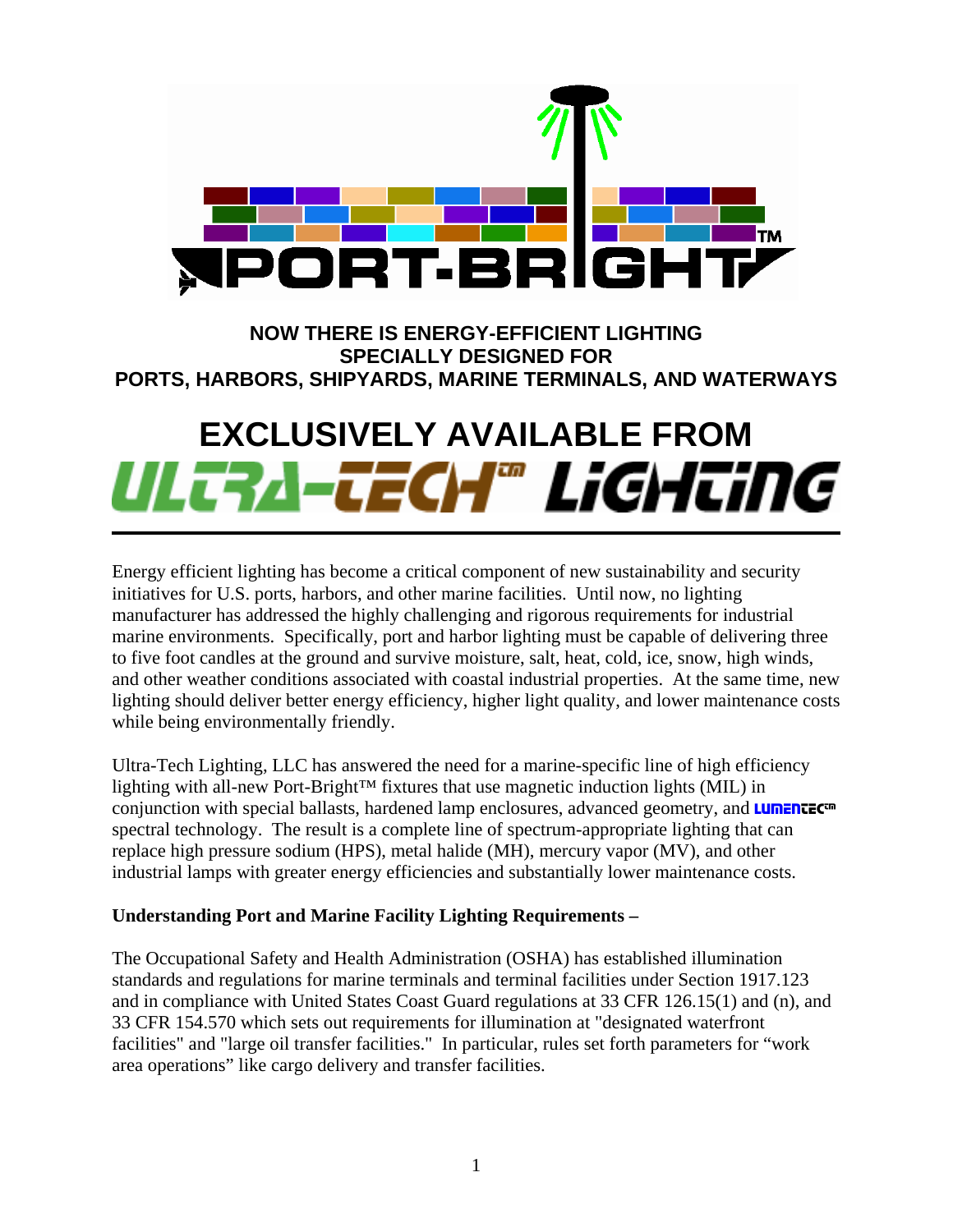**PORT-BRIGHT™**

**NOW THERE IS ENERGY-EFFICIENT LIGHTING SPECIALLY DESIGNED FOR PORTS, HARBORS, SHIPYARDS, MARINE TERMINALS, AND WATERWAYS**

# EXCLUSIVELY AVAILABLE FROM ULTRA-TECH™ LIGHTING

---

Energy efficient lighting has become a critical component of new sustainability and security initiatives for U.S. ports, harbors, and other marine facilities. Until now, no lighting manufacturer has addressed the highly challenging and rigorous requirements for industrial marine environments. Specifically, port and harbor lighting must be capable of delivering three to five foot candles at the ground and survive moisture, salt, heat, cold, ice, snow, high winds, and other weather conditions associated with coastal industrial properties. At the same time, new lighting should deliver better energy efficiency, higher light quality, and lower maintenance costs while being environmentally friendly.

Ultra-Tech Lighting, LLC has answered the need for a marine-specific line of high efficiency lighting with all-new Port-Bright™ fixtures that use magnetic induction lights (MIL) in conjunction with special ballasts, hardened lamp enclosures, advanced geometry, and LUMENTEC™ spectral technology. The result is a complete line of spectrum-appropriate lighting that can replace high pressure sodium (HPS), metal halide (MH), mercury vapor (MV), and other industrial lamps with greater energy efficiencies and substantially lower maintenance costs.

**Understanding Port and Marine Facility Lighting Requirements –**

The Occupational Safety and Health Administration (OSHA) has established illumination standards and regulations for marine terminals and terminal facilities under Section 1917.123 and in compliance with United States Coast Guard regulations at 33 CFR 126.15(1) and (n), and 33 CFR 154.570 which sets out requirements for illumination at "designated waterfront facilities" and "large oil transfer facilities." In particular, rules set forth parameters for "work area operations" like cargo delivery and transfer facilities.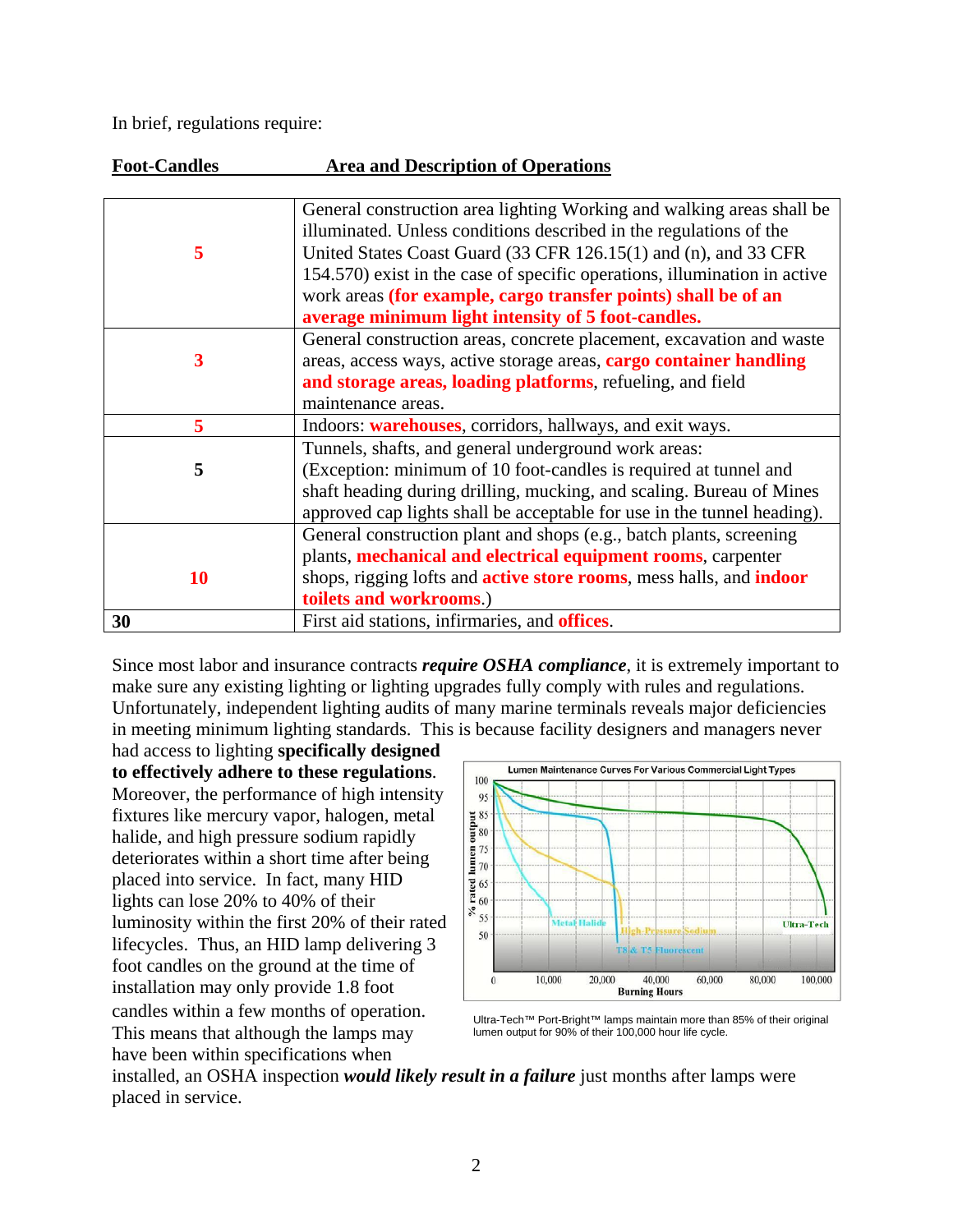In brief, regulations require:

| **Foot-Candles** | **Area and Description of Operations** |
|---|---|
| **5** | General construction area lighting Working and walking areas shall be illuminated. Unless conditions described in the regulations of the United States Coast Guard (33 CFR 126.15(1) and (n), and 33 CFR 154.570) exist in the case of specific operations, illumination in active work areas **(for example, cargo transfer points) shall be of an average minimum light intensity of 5 foot-candles.** |
| **3** | General construction areas, concrete placement, excavation and waste areas, access ways, active storage areas, **cargo container handling and storage areas, loading platforms**, refueling, and field maintenance areas. |
| **5** | Indoors: **warehouses**, corridors, hallways, and exit ways. |
| **5** | Tunnels, shafts, and general underground work areas: (Exception: minimum of 10 foot-candles is required at tunnel and shaft heading during drilling, mucking, and scaling. Bureau of Mines approved cap lights shall be acceptable for use in the tunnel heading). |
| **10** | General construction plant and shops (e.g., batch plants, screening plants, **mechanical and electrical equipment rooms**, carpenter shops, rigging lofts and **active store rooms**, mess halls, and **indoor toilets and workrooms**.) |
| **30** | First aid stations, infirmaries, and **offices**. |

Since most labor and insurance contracts ***require OSHA compliance***, it is extremely important to make sure any existing lighting or lighting upgrades fully comply with rules and regulations. Unfortunately, independent lighting audits of many marine terminals reveals major deficiencies in meeting minimum lighting standards. This is because facility designers and managers never had access to lighting **specifically designed to effectively adhere to these regulations**. Moreover, the performance of high intensity fixtures like mercury vapor, halogen, metal halide, and high pressure sodium rapidly deteriorates within a short time after being placed into service. In fact, many HID lights can lose 20% to 40% of their luminosity within the first 20% of their rated lifecycles. Thus, an HID lamp delivering 3 foot candles on the ground at the time of installation may only provide 1.8 foot candles within a few months of operation. This means that although the lamps may have been within specifications when installed, an OSHA inspection ***would likely result in a failure*** just months after lamps were placed in service.

Ultra-Tech™ Port-Bright™ lamps maintain more than 85% of their original lumen output for 90% of their 100,000 hour life cycle.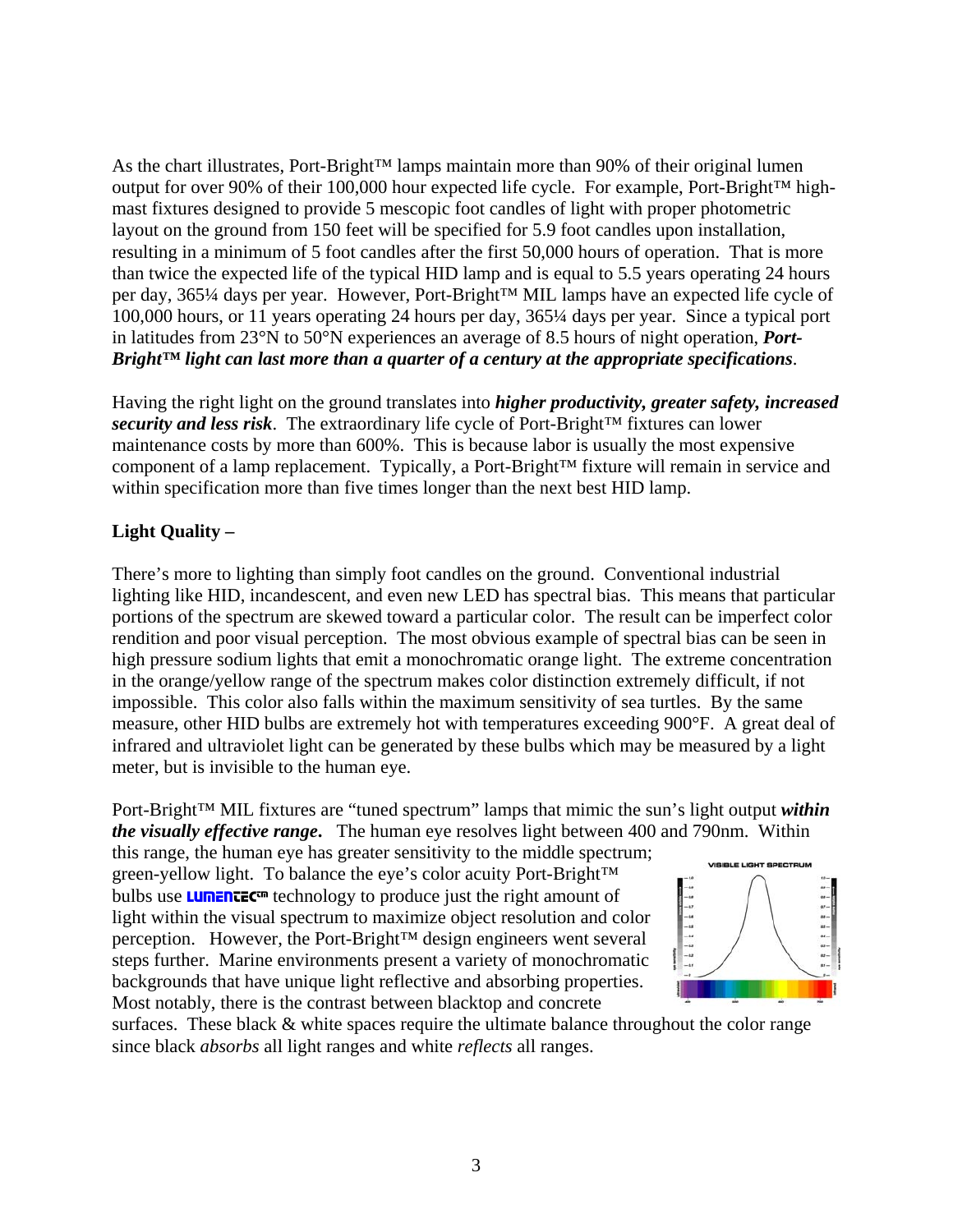As the chart illustrates, Port-Bright™ lamps maintain more than 90% of their original lumen output for over 90% of their 100,000 hour expected life cycle. For example, Port-Bright™ high-mast fixtures designed to provide 5 mescopic foot candles of light with proper photometric layout on the ground from 150 feet will be specified for 5.9 foot candles upon installation, resulting in a minimum of 5 foot candles after the first 50,000 hours of operation. That is more than twice the expected life of the typical HID lamp and is equal to 5.5 years operating 24 hours per day, 365¼ days per year. However, Port-Bright™ MIL lamps have an expected life cycle of 100,000 hours, or 11 years operating 24 hours per day, 365¼ days per year. Since a typical port in latitudes from 23°N to 50°N experiences an average of 8.5 hours of night operation, ***Port-Bright™ light can last more than a quarter of a century at the appropriate specifications***.

Having the right light on the ground translates into ***higher productivity, greater safety, increased security and less risk***. The extraordinary life cycle of Port-Bright™ fixtures can lower maintenance costs by more than 600%. This is because labor is usually the most expensive component of a lamp replacement. Typically, a Port-Bright™ fixture will remain in service and within specification more than five times longer than the next best HID lamp.

**Light Quality –**

There's more to lighting than simply foot candles on the ground. Conventional industrial lighting like HID, incandescent, and even new LED has spectral bias. This means that particular portions of the spectrum are skewed toward a particular color. The result can be imperfect color rendition and poor visual perception. The most obvious example of spectral bias can be seen in high pressure sodium lights that emit a monochromatic orange light. The extreme concentration in the orange/yellow range of the spectrum makes color distinction extremely difficult, if not impossible. This color also falls within the maximum sensitivity of sea turtles. By the same measure, other HID bulbs are extremely hot with temperatures exceeding 900°F. A great deal of infrared and ultraviolet light can be generated by these bulbs which may be measured by a light meter, but is invisible to the human eye.

Port-Bright™ MIL fixtures are "tuned spectrum" lamps that mimic the sun's light output ***within the visually effective range***. The human eye resolves light between 400 and 790nm. Within this range, the human eye has greater sensitivity to the middle spectrum; green-yellow light. To balance the eye's color acuity Port-Bright™ bulbs use LUMENTEC™ technology to produce just the right amount of light within the visual spectrum to maximize object resolution and color perception. However, the Port-Bright™ design engineers went several steps further. Marine environments present a variety of monochromatic backgrounds that have unique light reflective and absorbing properties. Most notably, there is the contrast between blacktop and concrete surfaces. These black & white spaces require the ultimate balance throughout the color range since black *absorbs* all light ranges and white *reflects* all ranges.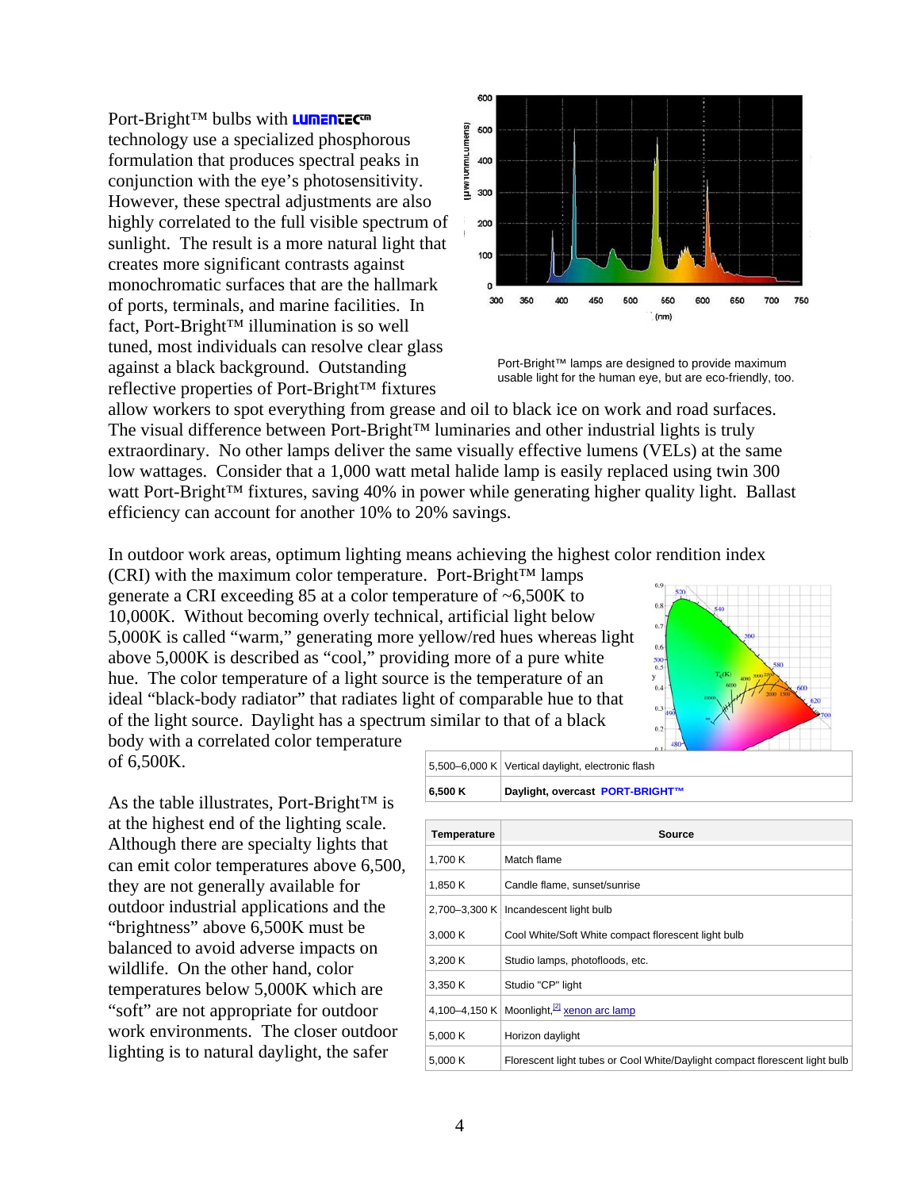Port-Bright™ bulbs with LUMENTEC™ technology use a specialized phosphorous formulation that produces spectral peaks in conjunction with the eye's photosensitivity. However, these spectral adjustments are also highly correlated to the full visible spectrum of sunlight. The result is a more natural light that creates more significant contrasts against monochromatic surfaces that are the hallmark of ports, terminals, and marine facilities. In fact, Port-Bright™ illumination is so well tuned, most individuals can resolve clear glass against a black background. Outstanding reflective properties of Port-Bright™ fixtures allow workers to spot everything from grease and oil to black ice on work and road surfaces. The visual difference between Port-Bright™ luminaries and other industrial lights is truly extraordinary. No other lamps deliver the same visually effective lumens (VELs) at the same low wattages. Consider that a 1,000 watt metal halide lamp is easily replaced using twin 300 watt Port-Bright™ fixtures, saving 40% in power while generating higher quality light. Ballast efficiency can account for another 10% to 20% savings.

Port-Bright™ lamps are designed to provide maximum usable light for the human eye, but are eco-friendly, too.

In outdoor work areas, optimum lighting means achieving the highest color rendition index (CRI) with the maximum color temperature. Port-Bright™ lamps generate a CRI exceeding 85 at a color temperature of ~6,500K to 10,000K. Without becoming overly technical, artificial light below 5,000K is called "warm," generating more yellow/red hues whereas light above 5,000K is described as "cool," providing more of a pure white hue. The color temperature of a light source is the temperature of an ideal "black-body radiator" that radiates light of comparable hue to that of the light source. Daylight has a spectrum similar to that of a black body with a correlated color temperature of 6,500K.

As the table illustrates, Port-Bright™ is at the highest end of the lighting scale. Although there are specialty lights that can emit color temperatures above 6,500, they are not generally available for outdoor industrial applications and the "brightness" above 6,500K must be balanced to avoid adverse impacts on wildlife. On the other hand, color temperatures below 5,000K which are "soft" are not appropriate for outdoor work environments. The closer outdoor lighting is to natural daylight, the safer

| Temperature | Source |
|---|---|
| 1,700 K | Match flame |
| 1,850 K | Candle flame, sunset/sunrise |
| 2,700–3,300 K | Incandescent light bulb |
| 3,000 K | Cool White/Soft White compact florescent light bulb |
| 3,200 K | Studio lamps, photofloods, etc. |
| 3,350 K | Studio "CP" light |
| 4,100–4,150 K | Moonlight,[2] xenon arc lamp |
| 5,000 K | Horizon daylight |
| 5,000 K | Florescent light tubes or Cool White/Daylight compact florescent light bulb |
| 5,500–6,000 K | Vertical daylight, electronic flash |
| **6,500 K** | **Daylight, overcast PORT-BRIGHT™** |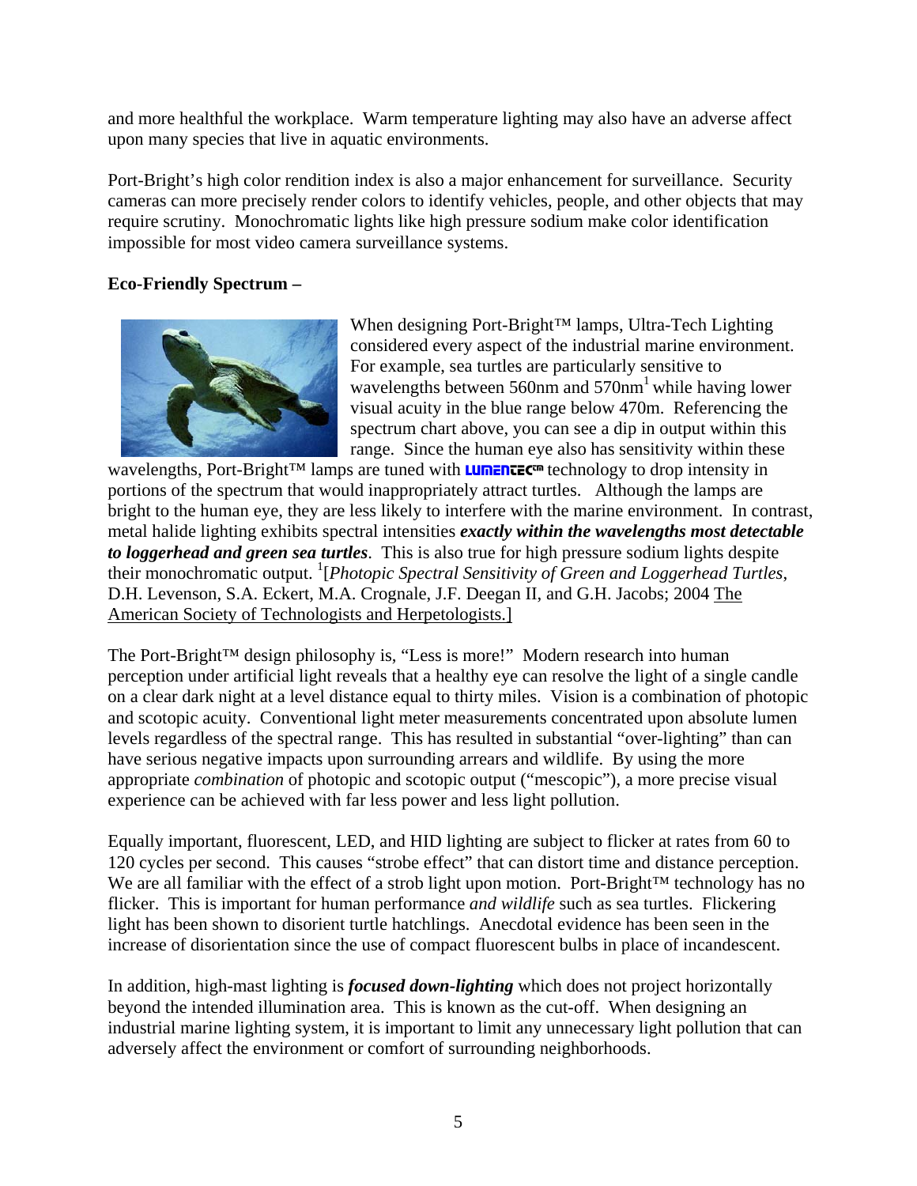and more healthful the workplace.  Warm temperature lighting may also have an adverse affect upon many species that live in aquatic environments.

Port-Bright's high color rendition index is also a major enhancement for surveillance.  Security cameras can more precisely render colors to identify vehicles, people, and other objects that may require scrutiny.  Monochromatic lights like high pressure sodium make color identification impossible for most video camera surveillance systems.

**Eco-Friendly Spectrum –**

When designing Port-Bright™ lamps, Ultra-Tech Lighting considered every aspect of the industrial marine environment. For example, sea turtles are particularly sensitive to wavelengths between 560nm and 570nm[1] while having lower visual acuity in the blue range below 470m.  Referencing the spectrum chart above, you can see a dip in output within this range.  Since the human eye also has sensitivity within these wavelengths, Port-Bright™ lamps are tuned with LUMENTEC™ technology to drop intensity in portions of the spectrum that would inappropriately attract turtles.  Although the lamps are bright to the human eye, they are less likely to interfere with the marine environment.  In contrast, metal halide lighting exhibits spectral intensities ***exactly within the wavelengths most detectable to loggerhead and green sea turtles***.  This is also true for high pressure sodium lights despite their monochromatic output. [1][*Photopic Spectral Sensitivity of Green and Loggerhead Turtles*, D.H. Levenson, S.A. Eckert, M.A. Crognale, J.F. Deegan II, and G.H. Jacobs; 2004 The American Society of Technologists and Herpetologists.]

The Port-Bright™ design philosophy is, "Less is more!"  Modern research into human perception under artificial light reveals that a healthy eye can resolve the light of a single candle on a clear dark night at a level distance equal to thirty miles.  Vision is a combination of photopic and scotopic acuity.  Conventional light meter measurements concentrated upon absolute lumen levels regardless of the spectral range.  This has resulted in substantial "over-lighting" than can have serious negative impacts upon surrounding arrears and wildlife.  By using the more appropriate *combination* of photopic and scotopic output ("mescopic"), a more precise visual experience can be achieved with far less power and less light pollution.

Equally important, fluorescent, LED, and HID lighting are subject to flicker at rates from 60 to 120 cycles per second.  This causes "strobe effect" that can distort time and distance perception. We are all familiar with the effect of a strob light upon motion.  Port-Bright™ technology has no flicker.  This is important for human performance *and wildlife* such as sea turtles.  Flickering light has been shown to disorient turtle hatchlings.  Anecdotal evidence has been seen in the increase of disorientation since the use of compact fluorescent bulbs in place of incandescent.

In addition, high-mast lighting is ***focused down-lighting*** which does not project horizontally beyond the intended illumination area.  This is known as the cut-off.  When designing an industrial marine lighting system, it is important to limit any unnecessary light pollution that can adversely affect the environment or comfort of surrounding neighborhoods.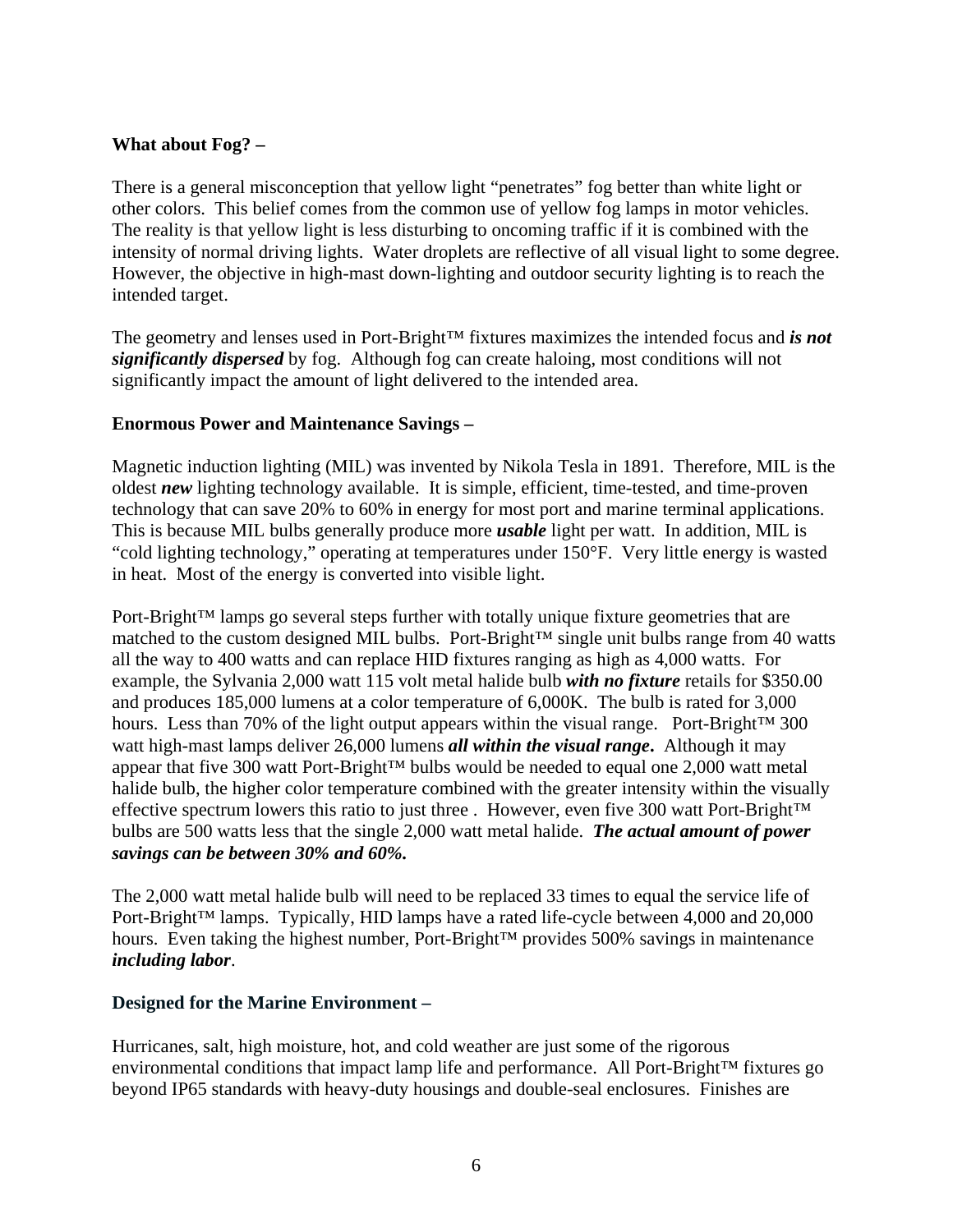**What about Fog? –**

There is a general misconception that yellow light "penetrates" fog better than white light or other colors. This belief comes from the common use of yellow fog lamps in motor vehicles. The reality is that yellow light is less disturbing to oncoming traffic if it is combined with the intensity of normal driving lights. Water droplets are reflective of all visual light to some degree. However, the objective in high-mast down-lighting and outdoor security lighting is to reach the intended target.

The geometry and lenses used in Port-Bright™ fixtures maximizes the intended focus and ***is not significantly dispersed*** by fog. Although fog can create haloing, most conditions will not significantly impact the amount of light delivered to the intended area.

**Enormous Power and Maintenance Savings –**

Magnetic induction lighting (MIL) was invented by Nikola Tesla in 1891. Therefore, MIL is the oldest ***new*** lighting technology available. It is simple, efficient, time-tested, and time-proven technology that can save 20% to 60% in energy for most port and marine terminal applications. This is because MIL bulbs generally produce more ***usable*** light per watt. In addition, MIL is "cold lighting technology," operating at temperatures under 150°F. Very little energy is wasted in heat. Most of the energy is converted into visible light.

Port-Bright™ lamps go several steps further with totally unique fixture geometries that are matched to the custom designed MIL bulbs. Port-Bright™ single unit bulbs range from 40 watts all the way to 400 watts and can replace HID fixtures ranging as high as 4,000 watts. For example, the Sylvania 2,000 watt 115 volt metal halide bulb ***with no fixture*** retails for $350.00 and produces 185,000 lumens at a color temperature of 6,000K. The bulb is rated for 3,000 hours. Less than 70% of the light output appears within the visual range. Port-Bright™ 300 watt high-mast lamps deliver 26,000 lumens ***all within the visual range***. Although it may appear that five 300 watt Port-Bright™ bulbs would be needed to equal one 2,000 watt metal halide bulb, the higher color temperature combined with the greater intensity within the visually effective spectrum lowers this ratio to just three . However, even five 300 watt Port-Bright™ bulbs are 500 watts less that the single 2,000 watt metal halide. ***The actual amount of power savings can be between 30% and 60%.***

The 2,000 watt metal halide bulb will need to be replaced 33 times to equal the service life of Port-Bright™ lamps. Typically, HID lamps have a rated life-cycle between 4,000 and 20,000 hours. Even taking the highest number, Port-Bright™ provides 500% savings in maintenance ***including labor***.

**Designed for the Marine Environment –**

Hurricanes, salt, high moisture, hot, and cold weather are just some of the rigorous environmental conditions that impact lamp life and performance. All Port-Bright™ fixtures go beyond IP65 standards with heavy-duty housings and double-seal enclosures. Finishes are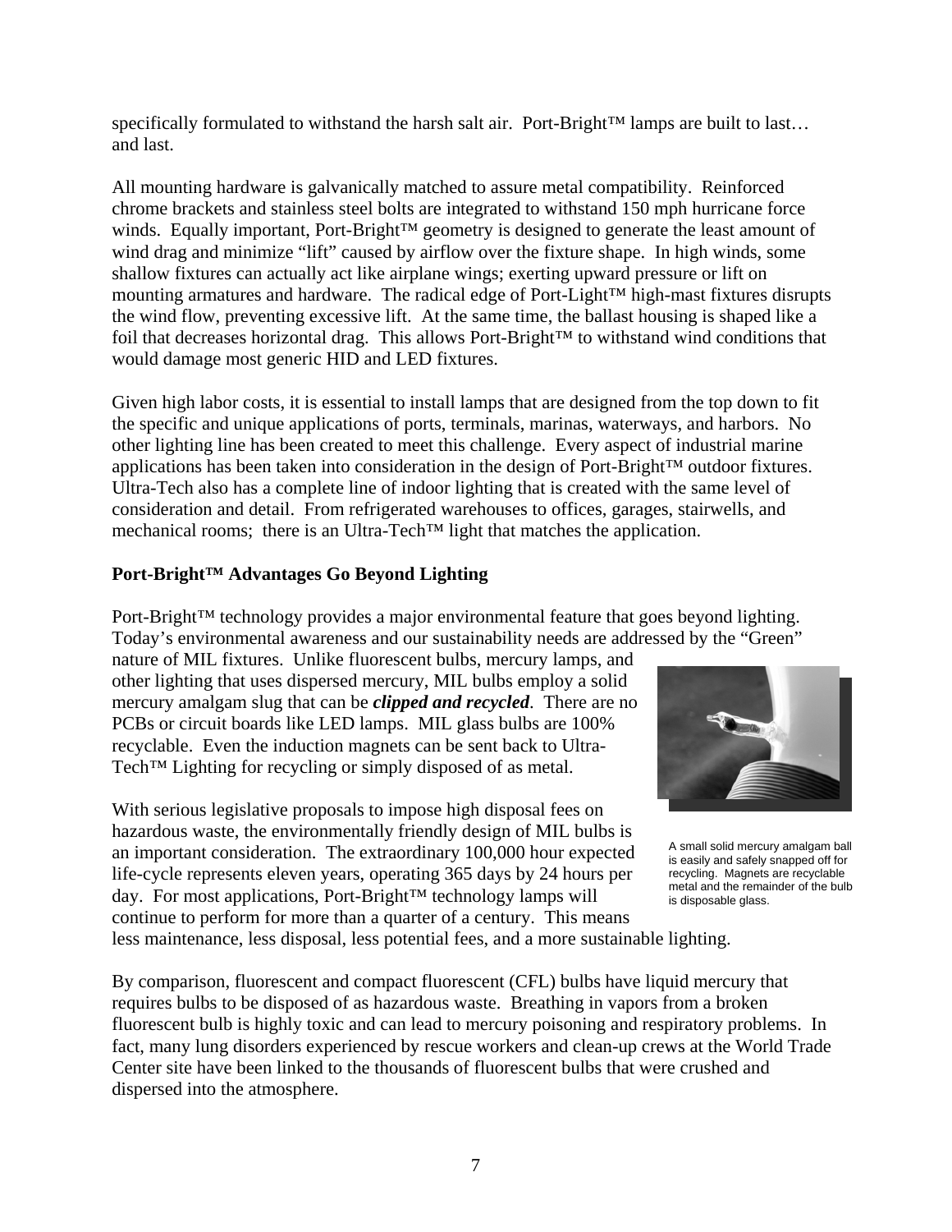specifically formulated to withstand the harsh salt air. Port-Bright™ lamps are built to last… and last.

All mounting hardware is galvanically matched to assure metal compatibility. Reinforced chrome brackets and stainless steel bolts are integrated to withstand 150 mph hurricane force winds. Equally important, Port-Bright™ geometry is designed to generate the least amount of wind drag and minimize "lift" caused by airflow over the fixture shape. In high winds, some shallow fixtures can actually act like airplane wings; exerting upward pressure or lift on mounting armatures and hardware. The radical edge of Port-Light™ high-mast fixtures disrupts the wind flow, preventing excessive lift. At the same time, the ballast housing is shaped like a foil that decreases horizontal drag. This allows Port-Bright™ to withstand wind conditions that would damage most generic HID and LED fixtures.

Given high labor costs, it is essential to install lamps that are designed from the top down to fit the specific and unique applications of ports, terminals, marinas, waterways, and harbors. No other lighting line has been created to meet this challenge. Every aspect of industrial marine applications has been taken into consideration in the design of Port-Bright™ outdoor fixtures. Ultra-Tech also has a complete line of indoor lighting that is created with the same level of consideration and detail. From refrigerated warehouses to offices, garages, stairwells, and mechanical rooms; there is an Ultra-Tech™ light that matches the application.

**Port-Bright™ Advantages Go Beyond Lighting**

Port-Bright™ technology provides a major environmental feature that goes beyond lighting. Today's environmental awareness and our sustainability needs are addressed by the "Green" nature of MIL fixtures. Unlike fluorescent bulbs, mercury lamps, and other lighting that uses dispersed mercury, MIL bulbs employ a solid mercury amalgam slug that can be ***clipped and recycled***. There are no PCBs or circuit boards like LED lamps. MIL glass bulbs are 100% recyclable. Even the induction magnets can be sent back to Ultra-Tech™ Lighting for recycling or simply disposed of as metal.

A small solid mercury amalgam ball is easily and safely snapped off for recycling. Magnets are recyclable metal and the remainder of the bulb is disposable glass.

With serious legislative proposals to impose high disposal fees on hazardous waste, the environmentally friendly design of MIL bulbs is an important consideration. The extraordinary 100,000 hour expected life-cycle represents eleven years, operating 365 days by 24 hours per day. For most applications, Port-Bright™ technology lamps will continue to perform for more than a quarter of a century. This means less maintenance, less disposal, less potential fees, and a more sustainable lighting.

By comparison, fluorescent and compact fluorescent (CFL) bulbs have liquid mercury that requires bulbs to be disposed of as hazardous waste. Breathing in vapors from a broken fluorescent bulb is highly toxic and can lead to mercury poisoning and respiratory problems. In fact, many lung disorders experienced by rescue workers and clean-up crews at the World Trade Center site have been linked to the thousands of fluorescent bulbs that were crushed and dispersed into the atmosphere.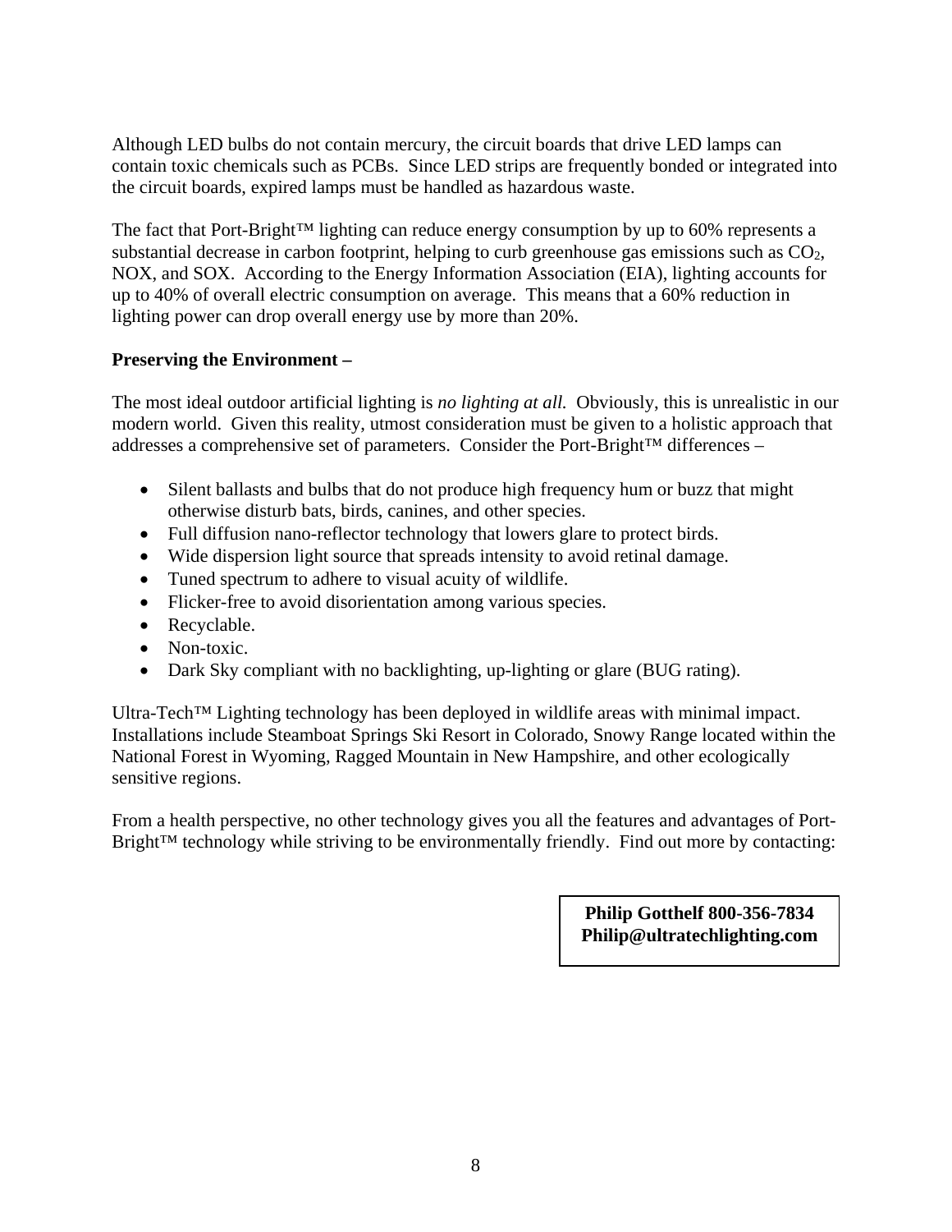Although LED bulbs do not contain mercury, the circuit boards that drive LED lamps can contain toxic chemicals such as PCBs. Since LED strips are frequently bonded or integrated into the circuit boards, expired lamps must be handled as hazardous waste.

The fact that Port-Bright™ lighting can reduce energy consumption by up to 60% represents a substantial decrease in carbon footprint, helping to curb greenhouse gas emissions such as $CO_2$, NOX, and SOX. According to the Energy Information Association (EIA), lighting accounts for up to 40% of overall electric consumption on average. This means that a 60% reduction in lighting power can drop overall energy use by more than 20%.

**Preserving the Environment –**

The most ideal outdoor artificial lighting is *no lighting at all.* Obviously, this is unrealistic in our modern world. Given this reality, utmost consideration must be given to a holistic approach that addresses a comprehensive set of parameters. Consider the Port-Bright™ differences –

- Silent ballasts and bulbs that do not produce high frequency hum or buzz that might otherwise disturb bats, birds, canines, and other species.
- Full diffusion nano-reflector technology that lowers glare to protect birds.
- Wide dispersion light source that spreads intensity to avoid retinal damage.
- Tuned spectrum to adhere to visual acuity of wildlife.
- Flicker-free to avoid disorientation among various species.
- Recyclable.
- Non-toxic.
- Dark Sky compliant with no backlighting, up-lighting or glare (BUG rating).

Ultra-Tech™ Lighting technology has been deployed in wildlife areas with minimal impact. Installations include Steamboat Springs Ski Resort in Colorado, Snowy Range located within the National Forest in Wyoming, Ragged Mountain in New Hampshire, and other ecologically sensitive regions.

From a health perspective, no other technology gives you all the features and advantages of Port-Bright™ technology while striving to be environmentally friendly. Find out more by contacting:

**Philip Gotthelf 800-356-7834**
**Philip@ultratechlighting.com**